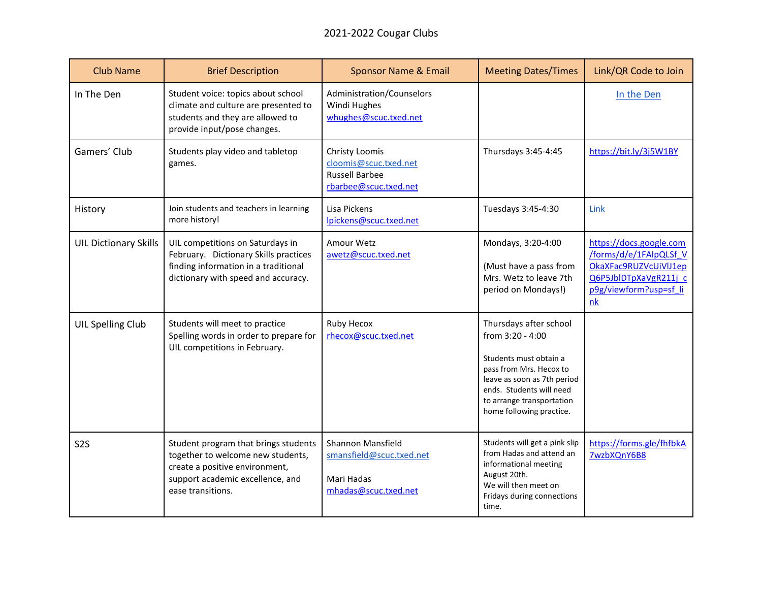# 2021-2022 Cougar Clubs

| Club Name | Brief Description | Sponsor Name & Email | Meeting Dates/Times | Link/QR Code to Join |
|---|---|---|---|---|
| In The Den | Student voice: topics about school climate and culture are presented to students and they are allowed to provide input/pose changes. | Administration/Counselors Windi Hughes whughes@scuc.txed.net | | In the Den |
| Gamers' Club | Students play video and tabletop games. | Christy Loomis cloomis@scuc.txed.net Russell Barbee rbarbee@scuc.txed.net | Thursdays 3:45-4:45 | https://bit.ly/3j5W1BY |
| History | Join students and teachers in learning more history! | Lisa Pickens lpickens@scuc.txed.net | Tuesdays 3:45-4:30 | Link |
| UIL Dictionary Skills | UIL competitions on Saturdays in February. Dictionary Skills practices finding information in a traditional dictionary with speed and accuracy. | Amour Wetz awetz@scuc.txed.net | Mondays, 3:20-4:00 (Must have a pass from Mrs. Wetz to leave 7th period on Mondays!) | https://docs.google.com/forms/d/e/1FAIpQLSf_VOkaXFac9RUZVcUiVlJ1epQ6P5JblDTpXaVgR211j_cp9g/viewform?usp=sf_link |
| UIL Spelling Club | Students will meet to practice Spelling words in order to prepare for UIL competitions in February. | Ruby Hecox rhecox@scuc.txed.net | Thursdays after school from 3:20 - 4:00 Students must obtain a pass from Mrs. Hecox to leave as soon as 7th period ends. Students will need to arrange transportation home following practice. | |
| S2S | Student program that brings students together to welcome new students, create a positive environment, support academic excellence, and ease transitions. | Shannon Mansfield smansfield@scuc.txed.net Mari Hadas mhadas@scuc.txed.net | Students will get a pink slip from Hadas and attend an informational meeting August 20th. We will then meet on Fridays during connections time. | https://forms.gle/fhfbkA7wzbXQnY6B8 |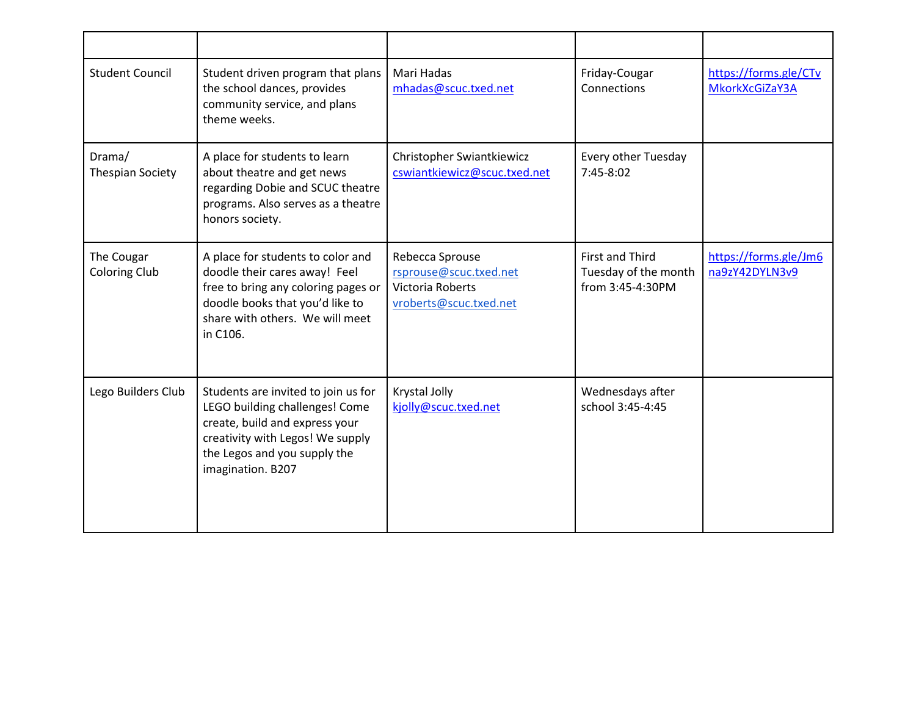| | | | | |
|---|---|---|---|---|
| Student Council | Student driven program that plans the school dances, provides community service, and plans theme weeks. | Mari Hadas mhadas@scuc.txed.net | Friday-Cougar Connections | https://forms.gle/CTvMkorkXcGiZaY3A |
| Drama/ Thespian Society | A place for students to learn about theatre and get news regarding Dobie and SCUC theatre programs. Also serves as a theatre honors society. | Christopher Swiantkiewicz cswiantkiewicz@scuc.txed.net | Every other Tuesday 7:45-8:02 | |
| The Cougar Coloring Club | A place for students to color and doodle their cares away! Feel free to bring any coloring pages or doodle books that you'd like to share with others. We will meet in C106. | Rebecca Sprouse rsprouse@scuc.txed.net Victoria Roberts vroberts@scuc.txed.net | First and Third Tuesday of the month from 3:45-4:30PM | https://forms.gle/Jm6na9zY42DYLN3v9 |
| Lego Builders Club | Students are invited to join us for LEGO building challenges! Come create, build and express your creativity with Legos! We supply the Legos and you supply the imagination. B207 | Krystal Jolly kjolly@scuc.txed.net | Wednesdays after school 3:45-4:45 | |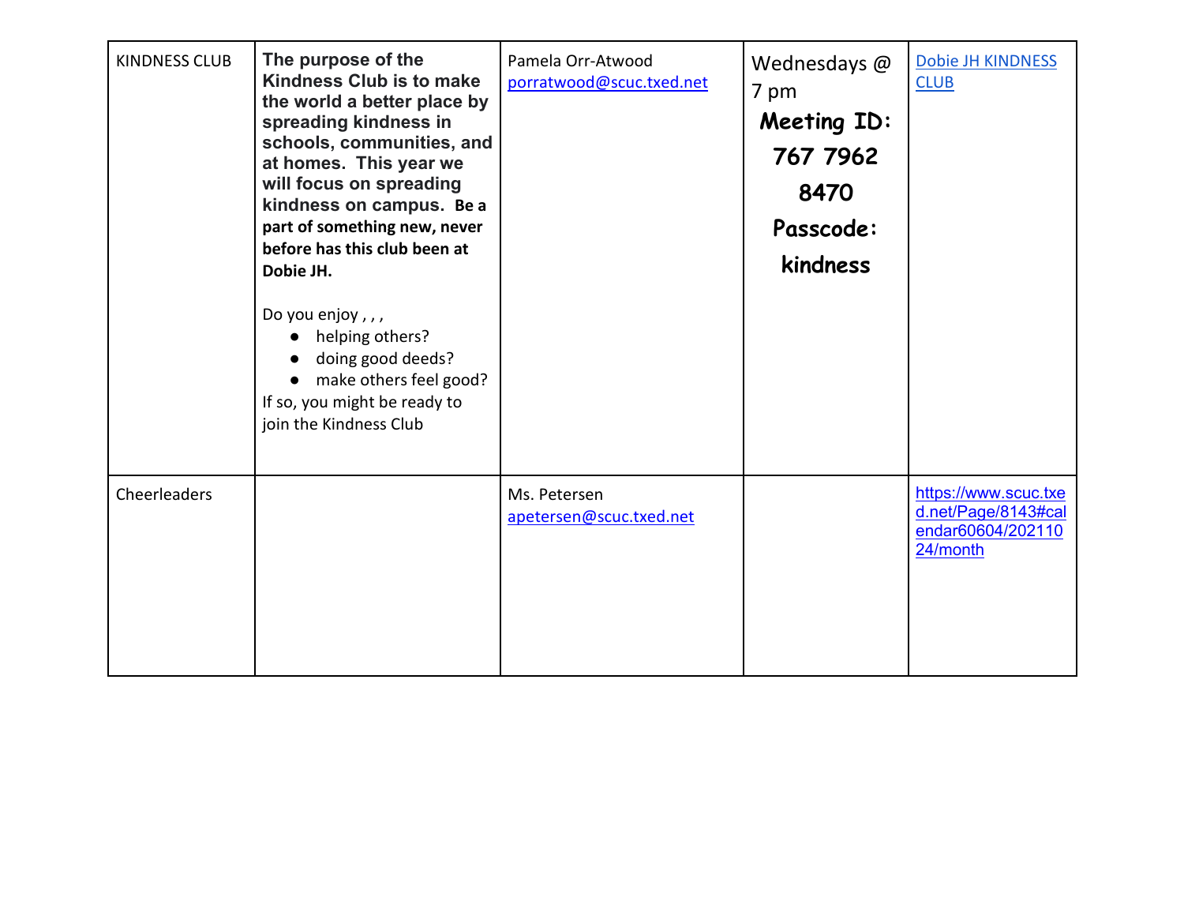| KINDNESS CLUB | **The purpose of the Kindness Club is to make the world a better place by spreading kindness in schools, communities, and at homes. This year we will focus on spreading kindness on campus. Be a part of something new, never before has this club been at Dobie JH.**<br><br>Do you enjoy , , ,<br>● helping others?<br>● doing good deeds?<br>● make others feel good?<br>If so, you might be ready to join the Kindness Club | Pamela Orr-Atwood<br>porratwood@scuc.txed.net | Wednesdays @ 7 pm<br>**Meeting ID: 767 7962 8470**<br>**Passcode: kindness** | Dobie JH KINDNESS CLUB |
|---|---|---|---|---|
| Cheerleaders | | Ms. Petersen<br>apetersen@scuc.txed.net | | https://www.scuc.txed.net/Page/8143#calendar60604/20211024/month |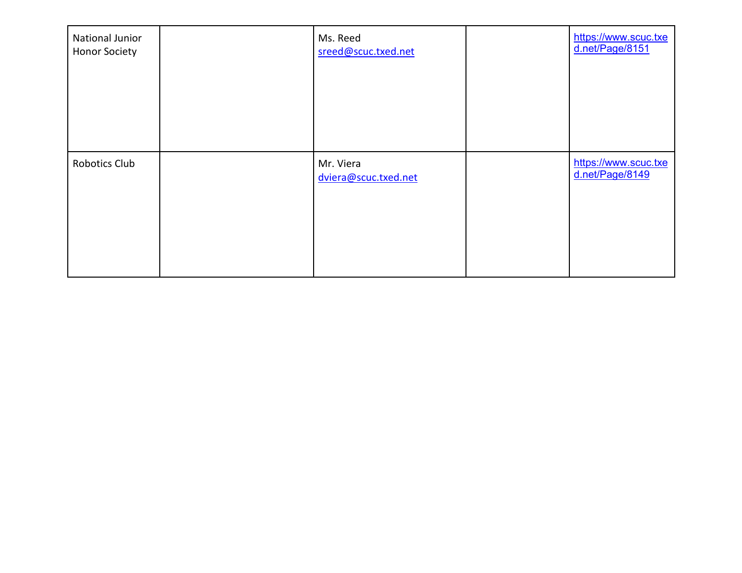| | | | | |
|---|---|---|---|---|
| National Junior Honor Society | | Ms. Reed sreed@scuc.txed.net | | https://www.scuc.txed.net/Page/8151 |
| Robotics Club | | Mr. Viera dviera@scuc.txed.net | | https://www.scuc.txed.net/Page/8149 |